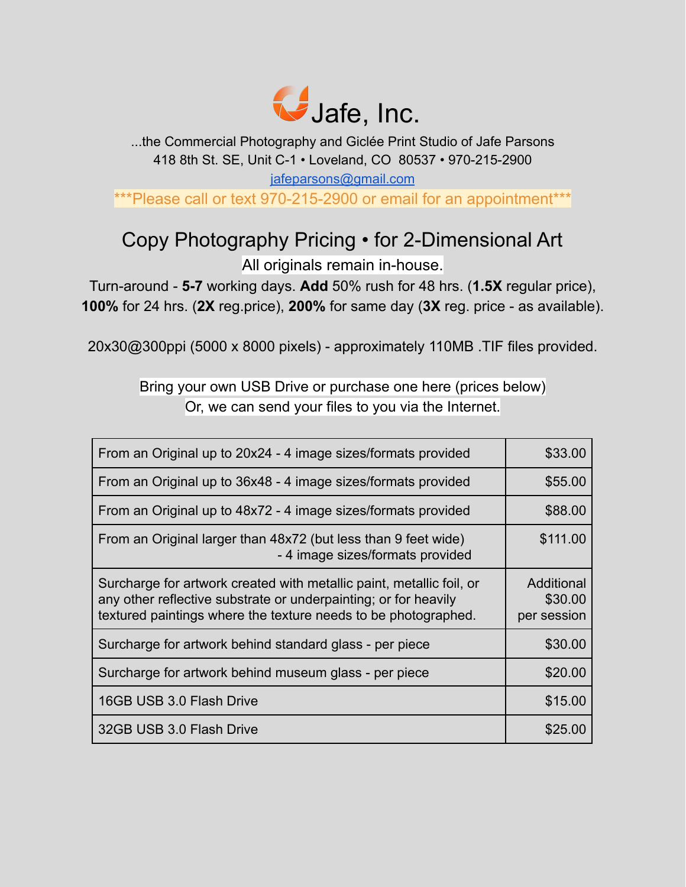# Jafe, Inc.

...the Commercial Photography and Giclée Print Studio of Jafe Parsons
418 8th St. SE, Unit C-1 • Loveland, CO 80537 • 970-215-2900
jafeparsons@gmail.com
***Please call or text 970-215-2900 or email for an appointment***

## Copy Photography Pricing • for 2-Dimensional Art

All originals remain in-house.

Turn-around - **5-7** working days. **Add** 50% rush for 48 hrs. (**1.5X** regular price), **100%** for 24 hrs. (**2X** reg.price), **200%** for same day (**3X** reg. price - as available).

20x30@300ppi (5000 x 8000 pixels) - approximately 110MB .TIF files provided.

Bring your own USB Drive or purchase one here (prices below)
Or, we can send your files to you via the Internet.

| Item | Price |
|---|---|
| From an Original up to 20x24 - 4 image sizes/formats provided | $33.00 |
| From an Original up to 36x48 - 4 image sizes/formats provided | $55.00 |
| From an Original up to 48x72 - 4 image sizes/formats provided | $88.00 |
| From an Original larger than 48x72 (but less than 9 feet wide) - 4 image sizes/formats provided | $111.00 |
| Surcharge for artwork created with metallic paint, metallic foil, or any other reflective substrate or underpainting; or for heavily textured paintings where the texture needs to be photographed. | Additional $30.00 per session |
| Surcharge for artwork behind standard glass - per piece | $30.00 |
| Surcharge for artwork behind museum glass - per piece | $20.00 |
| 16GB USB 3.0 Flash Drive | $15.00 |
| 32GB USB 3.0 Flash Drive | $25.00 |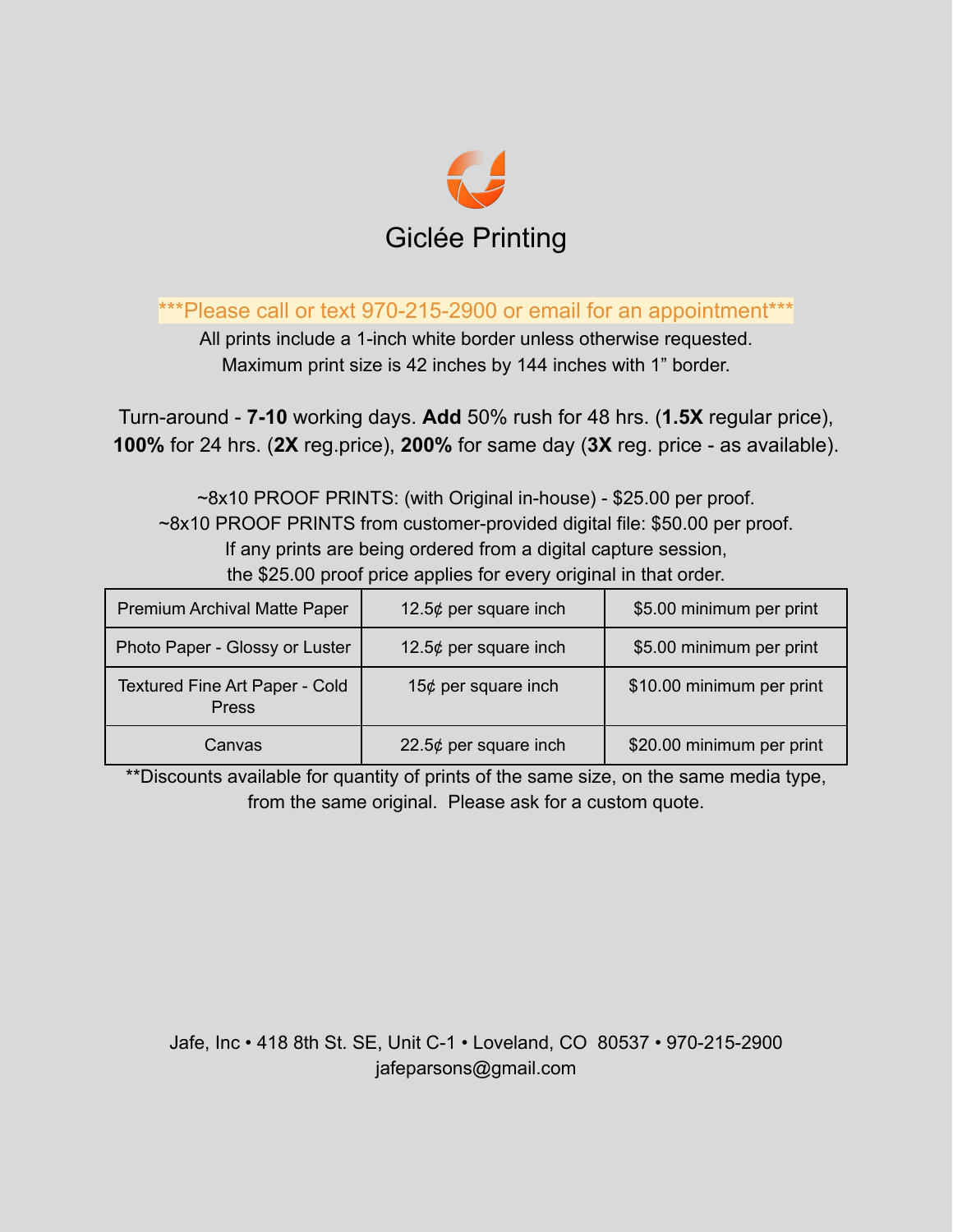# Giclée Printing

***Please call or text 970-215-2900 or email for an appointment***

All prints include a 1-inch white border unless otherwise requested.
Maximum print size is 42 inches by 144 inches with 1” border.

Turn-around - **7-10** working days. **Add** 50% rush for 48 hrs. (**1.5X** regular price), **100%** for 24 hrs. (**2X** reg.price), **200%** for same day (**3X** reg. price - as available).

~8x10 PROOF PRINTS: (with Original in-house) - $25.00 per proof.
~8x10 PROOF PRINTS from customer-provided digital file: $50.00 per proof.
If any prints are being ordered from a digital capture session, the $25.00 proof price applies for every original in that order.

| Premium Archival Matte Paper | 12.5¢ per square inch | $5.00 minimum per print |
|---|---|---|
| Photo Paper - Glossy or Luster | 12.5¢ per square inch | $5.00 minimum per print |
| Textured Fine Art Paper - Cold Press | 15¢ per square inch | $10.00 minimum per print |
| Canvas | 22.5¢ per square inch | $20.00 minimum per print |

**Discounts available for quantity of prints of the same size, on the same media type, from the same original. Please ask for a custom quote.

Jafe, Inc • 418 8th St. SE, Unit C-1 • Loveland, CO 80537 • 970-215-2900
jafeparsons@gmail.com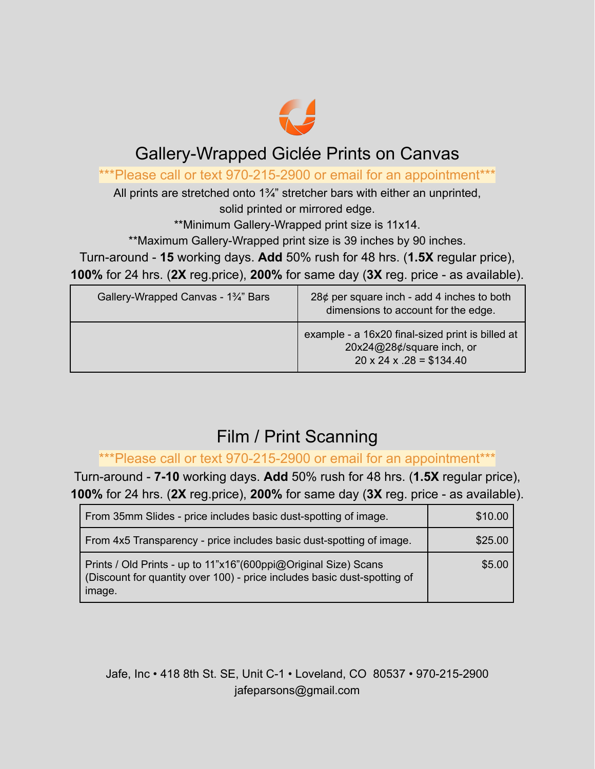# Gallery-Wrapped Giclée Prints on Canvas

\*\*\*Please call or text 970-215-2900 or email for an appointment\*\*\*

All prints are stretched onto 1¾" stretcher bars with either an unprinted, solid printed or mirrored edge.

\*\*Minimum Gallery-Wrapped print size is 11x14.

\*\*Maximum Gallery-Wrapped print size is 39 inches by 90 inches.

Turn-around - **15** working days. **Add** 50% rush for 48 hrs. (**1.5X** regular price), **100%** for 24 hrs. (**2X** reg.price), **200%** for same day (**3X** reg. price - as available).

| Gallery-Wrapped Canvas - 1¾" Bars | 28¢ per square inch - add 4 inches to both dimensions to account for the edge. |
|---|---|
| | example - a 16x20 final-sized print is billed at 20x24@28¢/square inch, or 20 x 24 x .28 = $134.40 |

# Film / Print Scanning

\*\*\*Please call or text 970-215-2900 or email for an appointment\*\*\*

Turn-around - **7-10** working days. **Add** 50% rush for 48 hrs. (**1.5X** regular price), **100%** for 24 hrs. (**2X** reg.price), **200%** for same day (**3X** reg. price - as available).

| Item | Price |
|---|---|
| From 35mm Slides - price includes basic dust-spotting of image. | $10.00 |
| From 4x5 Transparency - price includes basic dust-spotting of image. | $25.00 |
| Prints / Old Prints - up to 11"x16"(600ppi@Original Size) Scans (Discount for quantity over 100) - price includes basic dust-spotting of image. | $5.00 |

Jafe, Inc • 418 8th St. SE, Unit C-1 • Loveland, CO 80537 • 970-215-2900
jafeparsons@gmail.com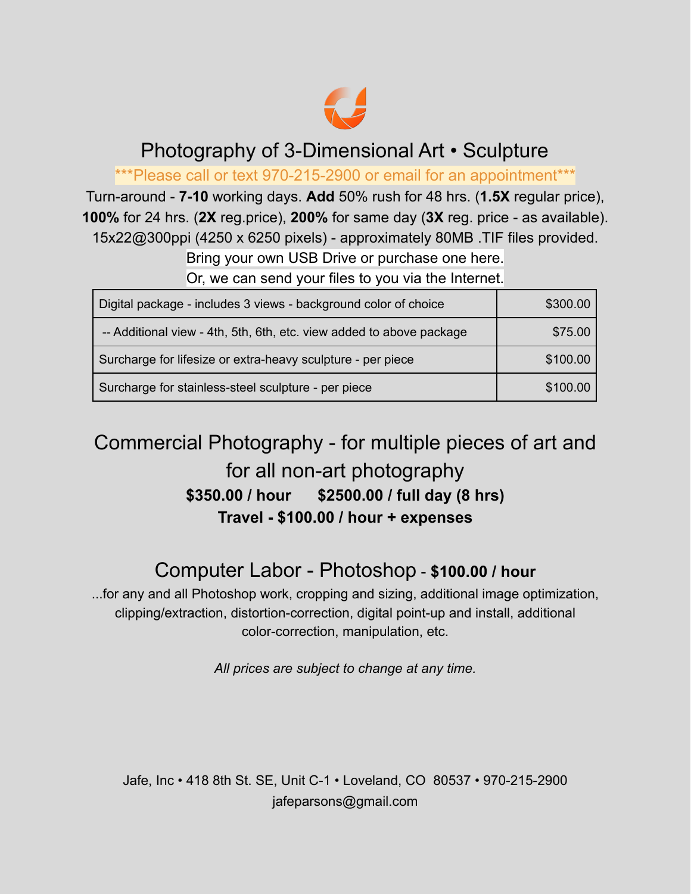# Photography of 3-Dimensional Art • Sculpture

***Please call or text 970-215-2900 or email for an appointment***

Turn-around - **7-10** working days. **Add** 50% rush for 48 hrs. (**1.5X** regular price), **100%** for 24 hrs. (**2X** reg.price), **200%** for same day (**3X** reg. price - as available).

15x22@300ppi (4250 x 6250 pixels) - approximately 80MB .TIF files provided.

Bring your own USB Drive or purchase one here.

Or, we can send your files to you via the Internet.

| | |
|---|---|
| Digital package - includes 3 views - background color of choice | $300.00 |
| -- Additional view - 4th, 5th, 6th, etc. view added to above package | $75.00 |
| Surcharge for lifesize or extra-heavy sculpture - per piece | $100.00 |
| Surcharge for stainless-steel sculpture - per piece | $100.00 |

## Commercial Photography - for multiple pieces of art and for all non-art photography

**$350.00 / hour $2500.00 / full day (8 hrs)**

**Travel - $100.00 / hour + expenses**

## Computer Labor - Photoshop - **$100.00 / hour**

...for any and all Photoshop work, cropping and sizing, additional image optimization, clipping/extraction, distortion-correction, digital point-up and install, additional color-correction, manipulation, etc.

*All prices are subject to change at any time.*

Jafe, Inc • 418 8th St. SE, Unit C-1 • Loveland, CO 80537 • 970-215-2900

jafeparsons@gmail.com